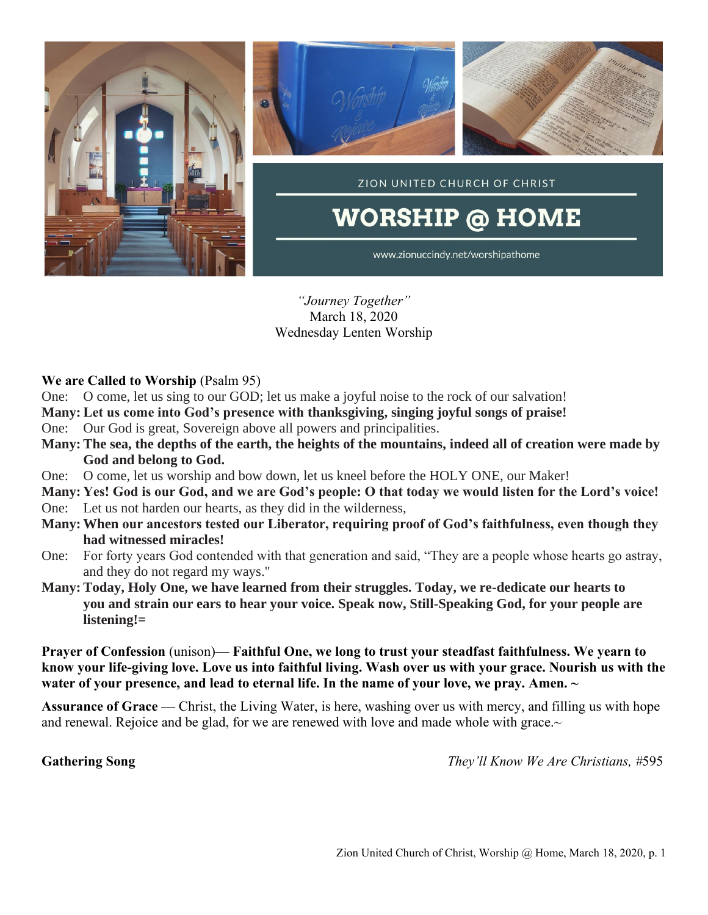ZION UNITED CHURCH OF CHRIST

# WORSHIP @ HOME

www.zionuccindy.net/worshipathome

*"Journey Together"*
March 18, 2020
Wednesday Lenten Worship

**We are Called to Worship** (Psalm 95)

One: O come, let us sing to our GOD; let us make a joyful noise to the rock of our salvation!

**Many: Let us come into God's presence with thanksgiving, singing joyful songs of praise!**

One: Our God is great, Sovereign above all powers and principalities.

**Many: The sea, the depths of the earth, the heights of the mountains, indeed all of creation were made by God and belong to God.**

One: O come, let us worship and bow down, let us kneel before the HOLY ONE, our Maker!

**Many: Yes! God is our God, and we are God's people: O that today we would listen for the Lord's voice!**

One: Let us not harden our hearts, as they did in the wilderness,

**Many: When our ancestors tested our Liberator, requiring proof of God's faithfulness, even though they had witnessed miracles!**

One: For forty years God contended with that generation and said, "They are a people whose hearts go astray, and they do not regard my ways."

**Many: Today, Holy One, we have learned from their struggles. Today, we re-dedicate our hearts to you and strain our ears to hear your voice. Speak now, Still-Speaking God, for your people are listening!=**

**Prayer of Confession** (unison)— **Faithful One, we long to trust your steadfast faithfulness. We yearn to know your life-giving love. Love us into faithful living. Wash over us with your grace. Nourish us with the water of your presence, and lead to eternal life. In the name of your love, we pray. Amen. ~**

**Assurance of Grace** — Christ, the Living Water, is here, washing over us with mercy, and filling us with hope and renewal. Rejoice and be glad, for we are renewed with love and made whole with grace.~

**Gathering Song** *They'll Know We Are Christians,* #595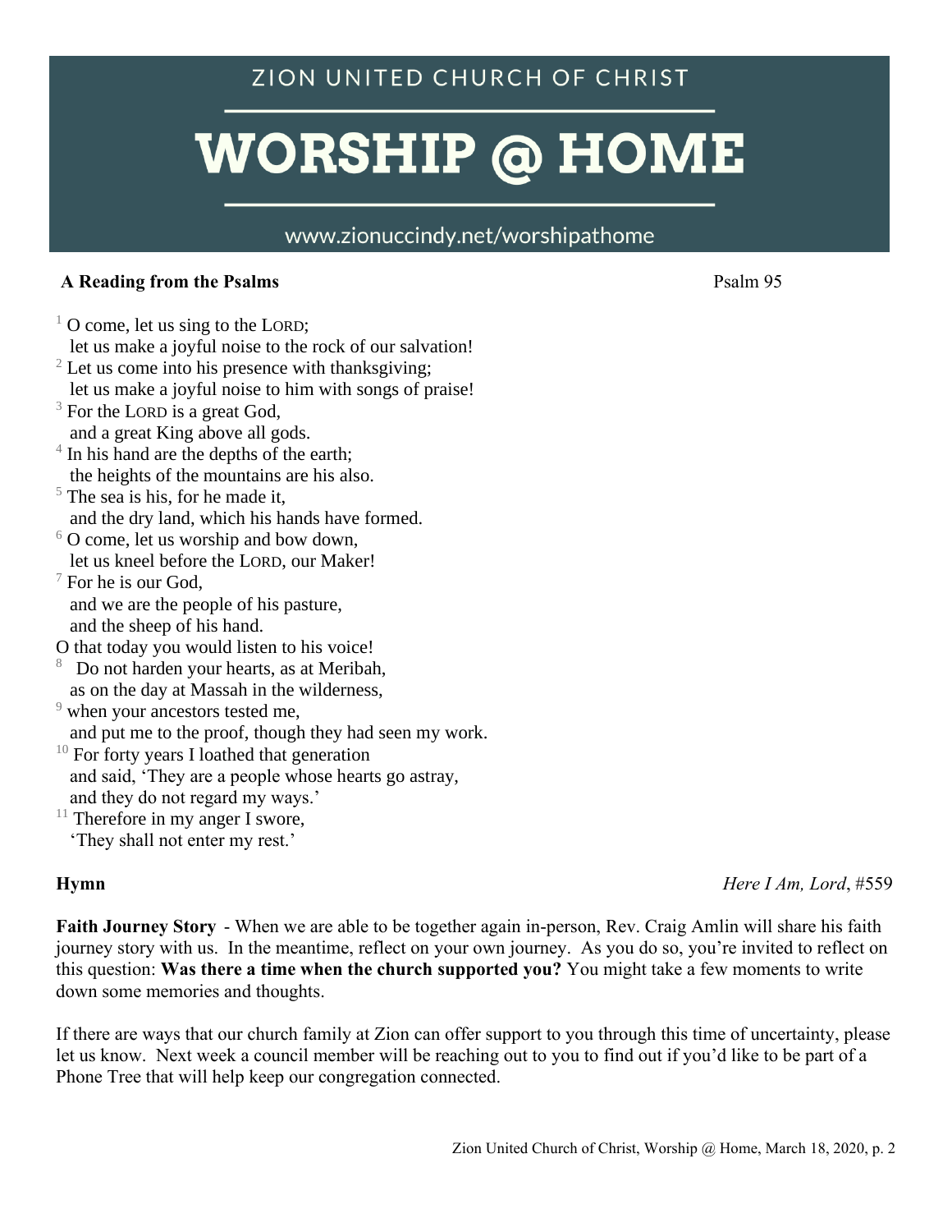# ZION UNITED CHURCH OF CHRIST

# WORSHIP @ HOME

www.zionuccindy.net/worshipathome

**A Reading from the Psalms** Psalm 95

[1] O come, let us sing to the LORD;
let us make a joyful noise to the rock of our salvation!
[2] Let us come into his presence with thanksgiving;
let us make a joyful noise to him with songs of praise!
[3] For the LORD is a great God,
and a great King above all gods.
[4] In his hand are the depths of the earth;
the heights of the mountains are his also.
[5] The sea is his, for he made it,
and the dry land, which his hands have formed.
[6] O come, let us worship and bow down,
let us kneel before the LORD, our Maker!
[7] For he is our God,
and we are the people of his pasture,
and the sheep of his hand.
O that today you would listen to his voice!
[8] Do not harden your hearts, as at Meribah,
as on the day at Massah in the wilderness,
[9] when your ancestors tested me,
and put me to the proof, though they had seen my work.
[10] For forty years I loathed that generation
and said, 'They are a people whose hearts go astray,
and they do not regard my ways.'
[11] Therefore in my anger I swore,
'They shall not enter my rest.'

**Hymn** *Here I Am, Lord*, #559

**Faith Journey Story** - When we are able to be together again in-person, Rev. Craig Amlin will share his faith journey story with us. In the meantime, reflect on your own journey. As you do so, you're invited to reflect on this question: **Was there a time when the church supported you?** You might take a few moments to write down some memories and thoughts.

If there are ways that our church family at Zion can offer support to you through this time of uncertainty, please let us know. Next week a council member will be reaching out to you to find out if you'd like to be part of a Phone Tree that will help keep our congregation connected.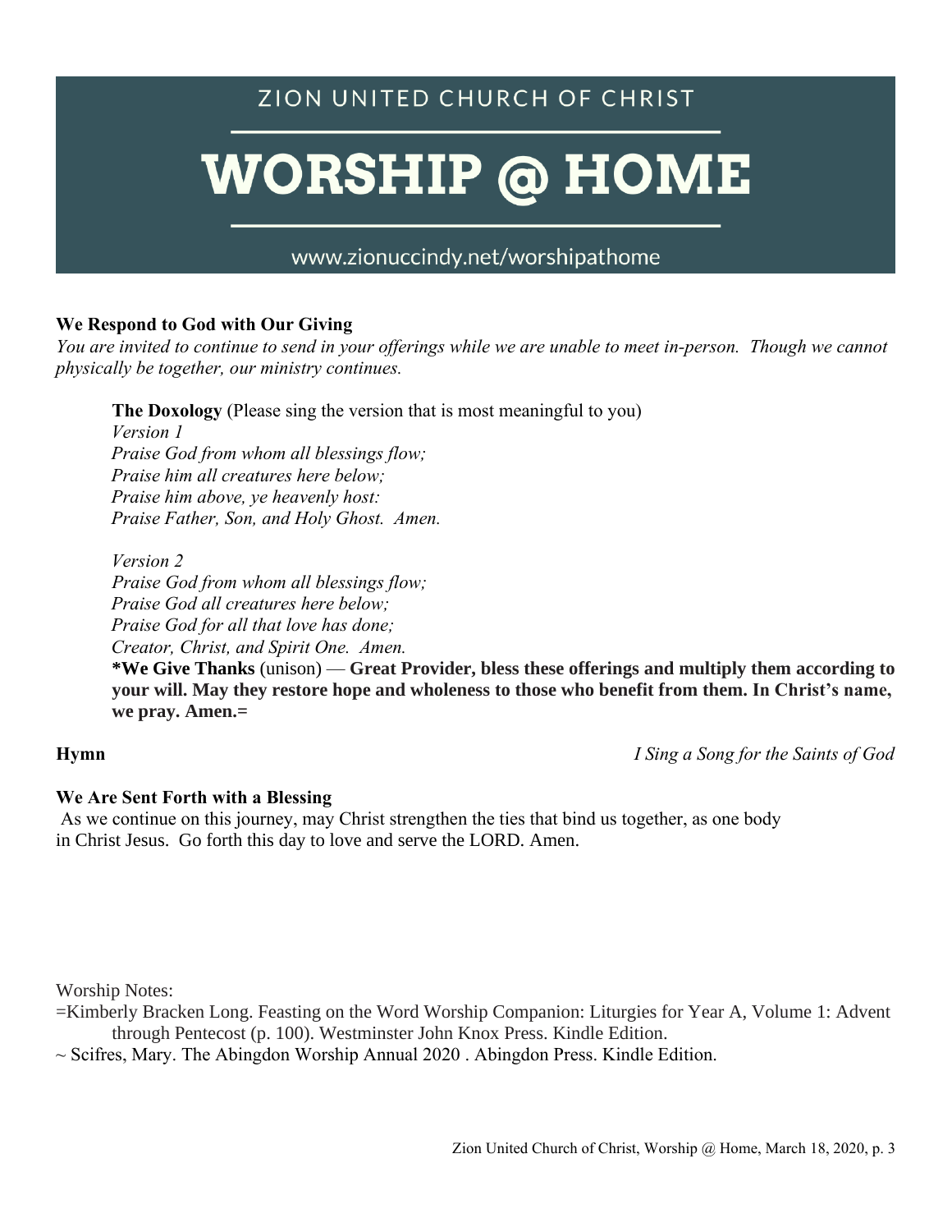ZION UNITED CHURCH OF CHRIST

# WORSHIP @ HOME

www.zionuccindy.net/worshipathome

**We Respond to God with Our Giving**

*You are invited to continue to send in your offerings while we are unable to meet in-person. Though we cannot physically be together, our ministry continues.*

**The Doxology** (Please sing the version that is most meaningful to you)

*Version 1*
*Praise God from whom all blessings flow;*
*Praise him all creatures here below;*
*Praise him above, ye heavenly host:*
*Praise Father, Son, and Holy Ghost. Amen.*

*Version 2*
*Praise God from whom all blessings flow;*
*Praise God all creatures here below;*
*Praise God for all that love has done;*
*Creator, Christ, and Spirit One. Amen.*

**\*We Give Thanks** (unison) — **Great Provider, bless these offerings and multiply them according to your will. May they restore hope and wholeness to those who benefit from them. In Christ's name, we pray. Amen.=**

**Hymn** *I Sing a Song for the Saints of God*

**We Are Sent Forth with a Blessing**

As we continue on this journey, may Christ strengthen the ties that bind us together, as one body in Christ Jesus. Go forth this day to love and serve the LORD. Amen.

Worship Notes:

=Kimberly Bracken Long. Feasting on the Word Worship Companion: Liturgies for Year A, Volume 1: Advent through Pentecost (p. 100). Westminster John Knox Press. Kindle Edition.

~ Scifres, Mary. The Abingdon Worship Annual 2020 . Abingdon Press. Kindle Edition.